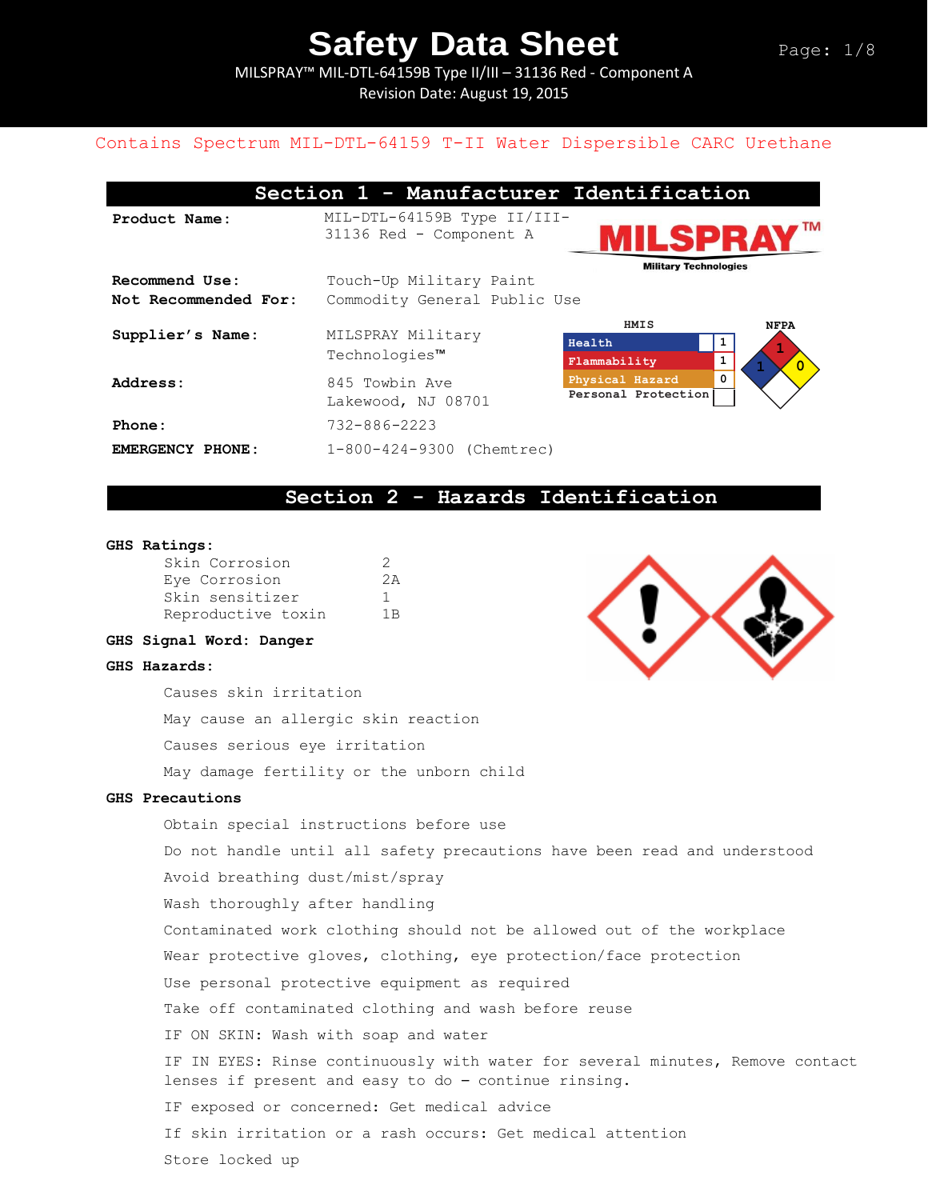# Safety Data Sheet

MILSPRAY™ MIL-DTL-64159B Type II/III – 31136 Red - Component A
Revision Date: August 19, 2015

Contains Spectrum MIL-DTL-64159 T-II Water Dispersible CARC Urethane

## Section 1 - Manufacturer Identification

**Product Name:** MIL-DTL-64159B Type II/III-31136 Red - Component A

MILSPRAY™ Military Technologies

**Recommend Use:** Touch-Up Military Paint
**Not Recommended For:** Commodity General Public Use

**Supplier's Name:** MILSPRAY Military Technologies™

**Address:** 845 Towbin Ave
Lakewood, NJ 08701

**Phone:** 732-886-2223

**EMERGENCY PHONE:** 1-800-424-9300 (Chemtrec)

| HMIS | |
|---|---|
| Health | 1 |
| Flammability | 1 |
| Physical Hazard | 0 |
| Personal Protection | |

NFPA: Health 1, Flammability 1, Instability 0

## Section 2 - Hazards Identification

**GHS Ratings:**

| | |
|---|---|
| Skin Corrosion | 2 |
| Eye Corrosion | 2A |
| Skin sensitizer | 1 |
| Reproductive toxin | 1B |

**GHS Signal Word: Danger**

**GHS Hazards:**

- Causes skin irritation
- May cause an allergic skin reaction
- Causes serious eye irritation
- May damage fertility or the unborn child

**GHS Precautions**

- Obtain special instructions before use
- Do not handle until all safety precautions have been read and understood
- Avoid breathing dust/mist/spray
- Wash thoroughly after handling
- Contaminated work clothing should not be allowed out of the workplace
- Wear protective gloves, clothing, eye protection/face protection
- Use personal protective equipment as required
- Take off contaminated clothing and wash before reuse
- IF ON SKIN: Wash with soap and water
- IF IN EYES: Rinse continuously with water for several minutes, Remove contact lenses if present and easy to do – continue rinsing.
- IF exposed or concerned: Get medical advice
- If skin irritation or a rash occurs: Get medical attention
- Store locked up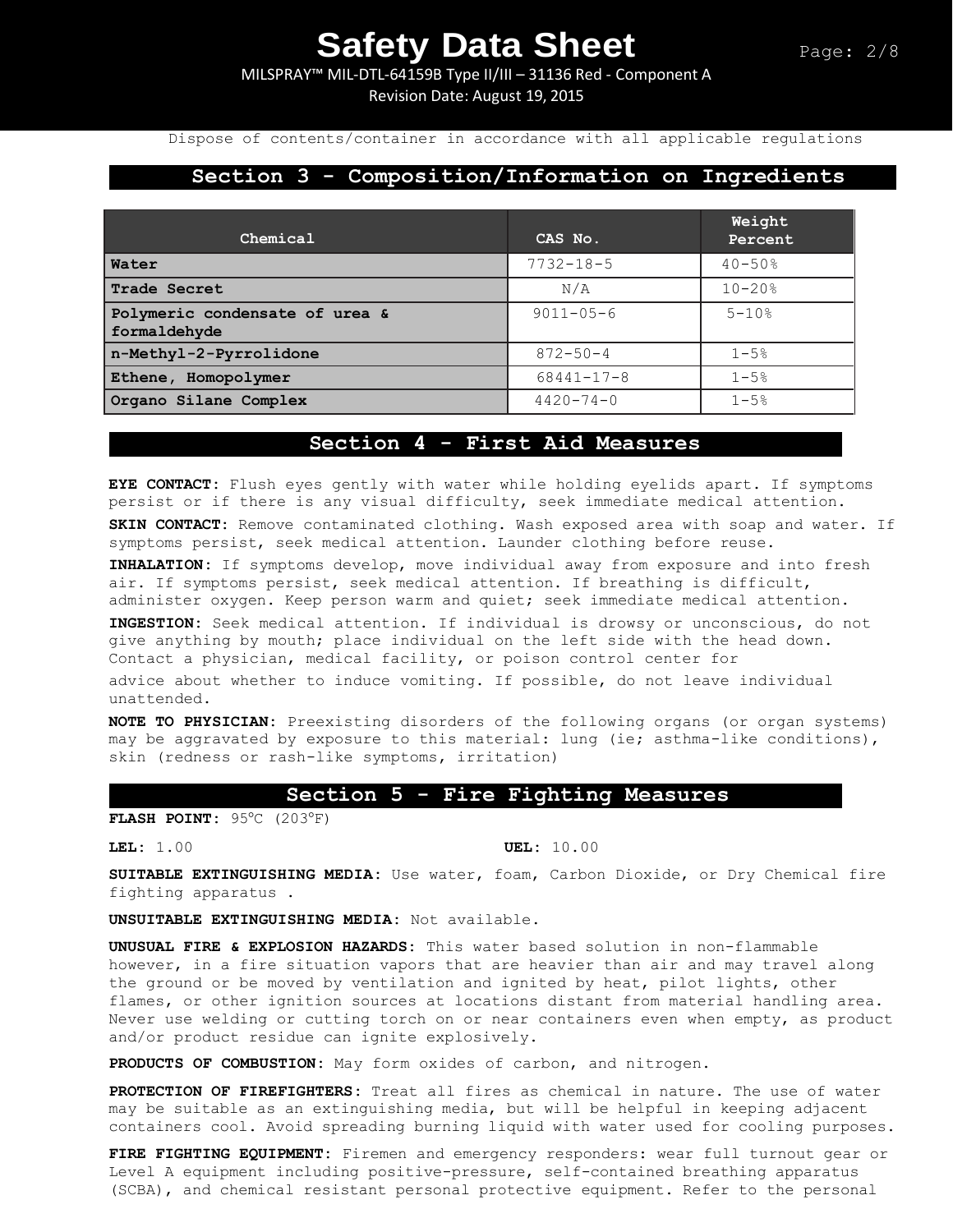Dispose of contents/container in accordance with all applicable regulations

## Section 3 - Composition/Information on Ingredients

| Chemical | CAS No. | Weight Percent |
| --- | --- | --- |
| **Water** | 7732-18-5 | 40-50% |
| **Trade Secret** | N/A | 10-20% |
| **Polymeric condensate of urea & formaldehyde** | 9011-05-6 | 5-10% |
| **n-Methyl-2-Pyrrolidone** | 872-50-4 | 1-5% |
| **Ethene, Homopolymer** | 68441-17-8 | 1-5% |
| **Organo Silane Complex** | 4420-74-0 | 1-5% |

## Section 4 - First Aid Measures

**EYE CONTACT:** Flush eyes gently with water while holding eyelids apart. If symptoms persist or if there is any visual difficulty, seek immediate medical attention.

**SKIN CONTACT:** Remove contaminated clothing. Wash exposed area with soap and water. If symptoms persist, seek medical attention. Launder clothing before reuse.

**INHALATION:** If symptoms develop, move individual away from exposure and into fresh air. If symptoms persist, seek medical attention. If breathing is difficult, administer oxygen. Keep person warm and quiet; seek immediate medical attention.

**INGESTION:** Seek medical attention. If individual is drowsy or unconscious, do not give anything by mouth; place individual on the left side with the head down. Contact a physician, medical facility, or poison control center for

advice about whether to induce vomiting. If possible, do not leave individual unattended.

**NOTE TO PHYSICIAN:** Preexisting disorders of the following organs (or organ systems) may be aggravated by exposure to this material: lung (ie; asthma-like conditions), skin (redness or rash-like symptoms, irritation)

## Section 5 - Fire Fighting Measures

**FLASH POINT:** 95°C (203°F)

**LEL:** 1.00 **UEL:** 10.00

**SUITABLE EXTINGUISHING MEDIA:** Use water, foam, Carbon Dioxide, or Dry Chemical fire fighting apparatus .

**UNSUITABLE EXTINGUISHING MEDIA:** Not available.

**UNUSUAL FIRE & EXPLOSION HAZARDS:** This water based solution in non-flammable however, in a fire situation vapors that are heavier than air and may travel along the ground or be moved by ventilation and ignited by heat, pilot lights, other flames, or other ignition sources at locations distant from material handling area. Never use welding or cutting torch on or near containers even when empty, as product and/or product residue can ignite explosively.

**PRODUCTS OF COMBUSTION:** May form oxides of carbon, and nitrogen.

**PROTECTION OF FIREFIGHTERS:** Treat all fires as chemical in nature. The use of water may be suitable as an extinguishing media, but will be helpful in keeping adjacent containers cool. Avoid spreading burning liquid with water used for cooling purposes.

**FIRE FIGHTING EQUIPMENT:** Firemen and emergency responders: wear full turnout gear or Level A equipment including positive-pressure, self-contained breathing apparatus (SCBA), and chemical resistant personal protective equipment. Refer to the personal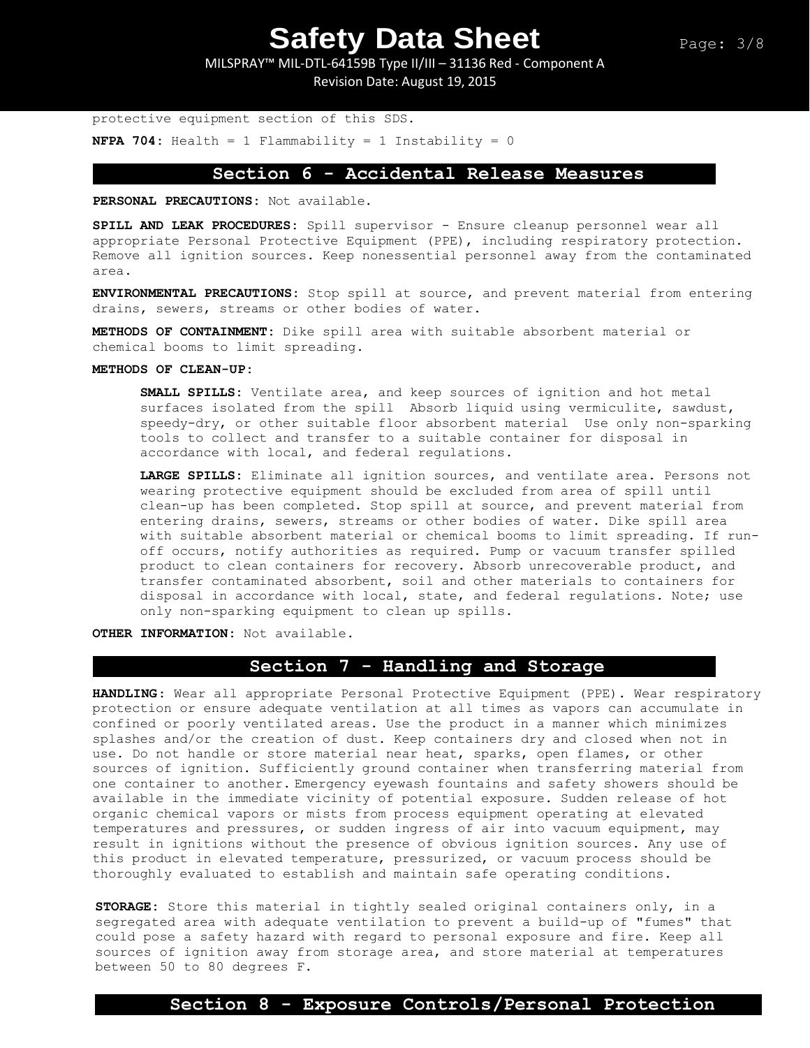protective equipment section of this SDS.

**NFPA 704:** Health = 1 Flammability = 1 Instability = 0

## Section 6 - Accidental Release Measures

**PERSONAL PRECAUTIONS:** Not available.

**SPILL AND LEAK PROCEDURES:** Spill supervisor - Ensure cleanup personnel wear all appropriate Personal Protective Equipment (PPE), including respiratory protection. Remove all ignition sources. Keep nonessential personnel away from the contaminated area.

**ENVIRONMENTAL PRECAUTIONS:** Stop spill at source, and prevent material from entering drains, sewers, streams or other bodies of water.

**METHODS OF CONTAINMENT:** Dike spill area with suitable absorbent material or chemical booms to limit spreading.

**METHODS OF CLEAN-UP:**

**SMALL SPILLS:** Ventilate area, and keep sources of ignition and hot metal surfaces isolated from the spill Absorb liquid using vermiculite, sawdust, speedy-dry, or other suitable floor absorbent material Use only non-sparking tools to collect and transfer to a suitable container for disposal in accordance with local, and federal regulations.

**LARGE SPILLS:** Eliminate all ignition sources, and ventilate area. Persons not wearing protective equipment should be excluded from area of spill until clean-up has been completed. Stop spill at source, and prevent material from entering drains, sewers, streams or other bodies of water. Dike spill area with suitable absorbent material or chemical booms to limit spreading. If run-off occurs, notify authorities as required. Pump or vacuum transfer spilled product to clean containers for recovery. Absorb unrecoverable product, and transfer contaminated absorbent, soil and other materials to containers for disposal in accordance with local, state, and federal regulations. Note; use only non-sparking equipment to clean up spills.

**OTHER INFORMATION:** Not available.

## Section 7 - Handling and Storage

**HANDLING:** Wear all appropriate Personal Protective Equipment (PPE). Wear respiratory protection or ensure adequate ventilation at all times as vapors can accumulate in confined or poorly ventilated areas. Use the product in a manner which minimizes splashes and/or the creation of dust. Keep containers dry and closed when not in use. Do not handle or store material near heat, sparks, open flames, or other sources of ignition. Sufficiently ground container when transferring material from one container to another. Emergency eyewash fountains and safety showers should be available in the immediate vicinity of potential exposure. Sudden release of hot organic chemical vapors or mists from process equipment operating at elevated temperatures and pressures, or sudden ingress of air into vacuum equipment, may result in ignitions without the presence of obvious ignition sources. Any use of this product in elevated temperature, pressurized, or vacuum process should be thoroughly evaluated to establish and maintain safe operating conditions.

**STORAGE:** Store this material in tightly sealed original containers only, in a segregated area with adequate ventilation to prevent a build-up of "fumes" that could pose a safety hazard with regard to personal exposure and fire. Keep all sources of ignition away from storage area, and store material at temperatures between 50 to 80 degrees F.

## Section 8 - Exposure Controls/Personal Protection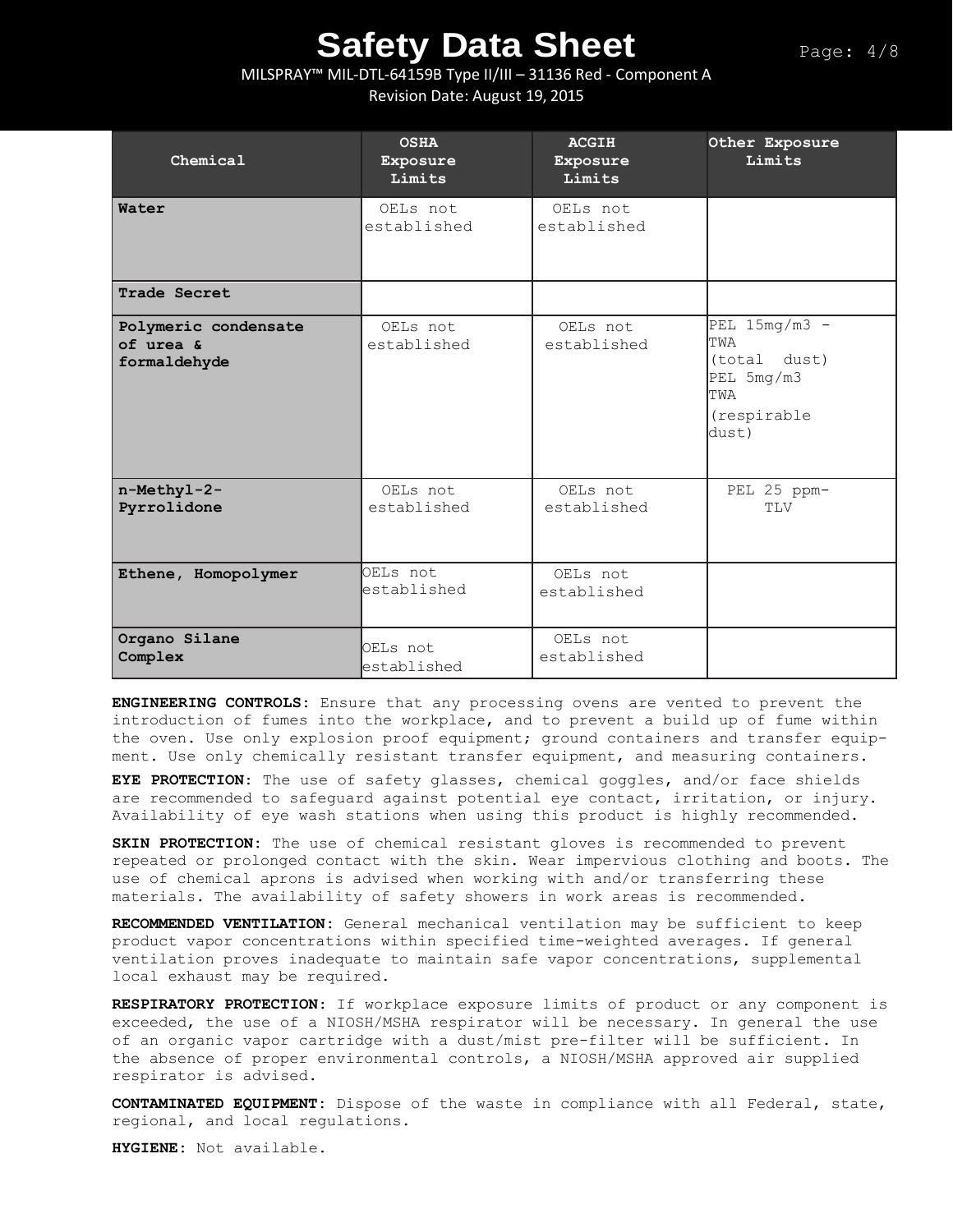| Chemical | OSHA Exposure Limits | ACGIH Exposure Limits | Other Exposure Limits |
|---|---|---|---|
| **Water** | OELs not established | OELs not established | |
| **Trade Secret** | | | |
| **Polymeric condensate of urea & formaldehyde** | OELs not established | OELs not established | PEL 15mg/m3 - TWA (total dust) PEL 5mg/m3 TWA (respirable dust) |
| **n-Methyl-2-Pyrrolidone** | OELs not established | OELs not established | PEL 25 ppm-TLV |
| **Ethene, Homopolymer** | OELs not established | OELs not established | |
| **Organo Silane Complex** | OELs not established | OELs not established | |

**ENGINEERING CONTROLS:** Ensure that any processing ovens are vented to prevent the introduction of fumes into the workplace, and to prevent a build up of fume within the oven. Use only explosion proof equipment; ground containers and transfer equipment. Use only chemically resistant transfer equipment, and measuring containers.

**EYE PROTECTION:** The use of safety glasses, chemical goggles, and/or face shields are recommended to safeguard against potential eye contact, irritation, or injury. Availability of eye wash stations when using this product is highly recommended.

**SKIN PROTECTION:** The use of chemical resistant gloves is recommended to prevent repeated or prolonged contact with the skin. Wear impervious clothing and boots. The use of chemical aprons is advised when working with and/or transferring these materials. The availability of safety showers in work areas is recommended.

**RECOMMENDED VENTILATION:** General mechanical ventilation may be sufficient to keep product vapor concentrations within specified time-weighted averages. If general ventilation proves inadequate to maintain safe vapor concentrations, supplemental local exhaust may be required.

**RESPIRATORY PROTECTION:** If workplace exposure limits of product or any component is exceeded, the use of a NIOSH/MSHA respirator will be necessary. In general the use of an organic vapor cartridge with a dust/mist pre-filter will be sufficient. In the absence of proper environmental controls, a NIOSH/MSHA approved air supplied respirator is advised.

**CONTAMINATED EQUIPMENT:** Dispose of the waste in compliance with all Federal, state, regional, and local regulations.

**HYGIENE:** Not available.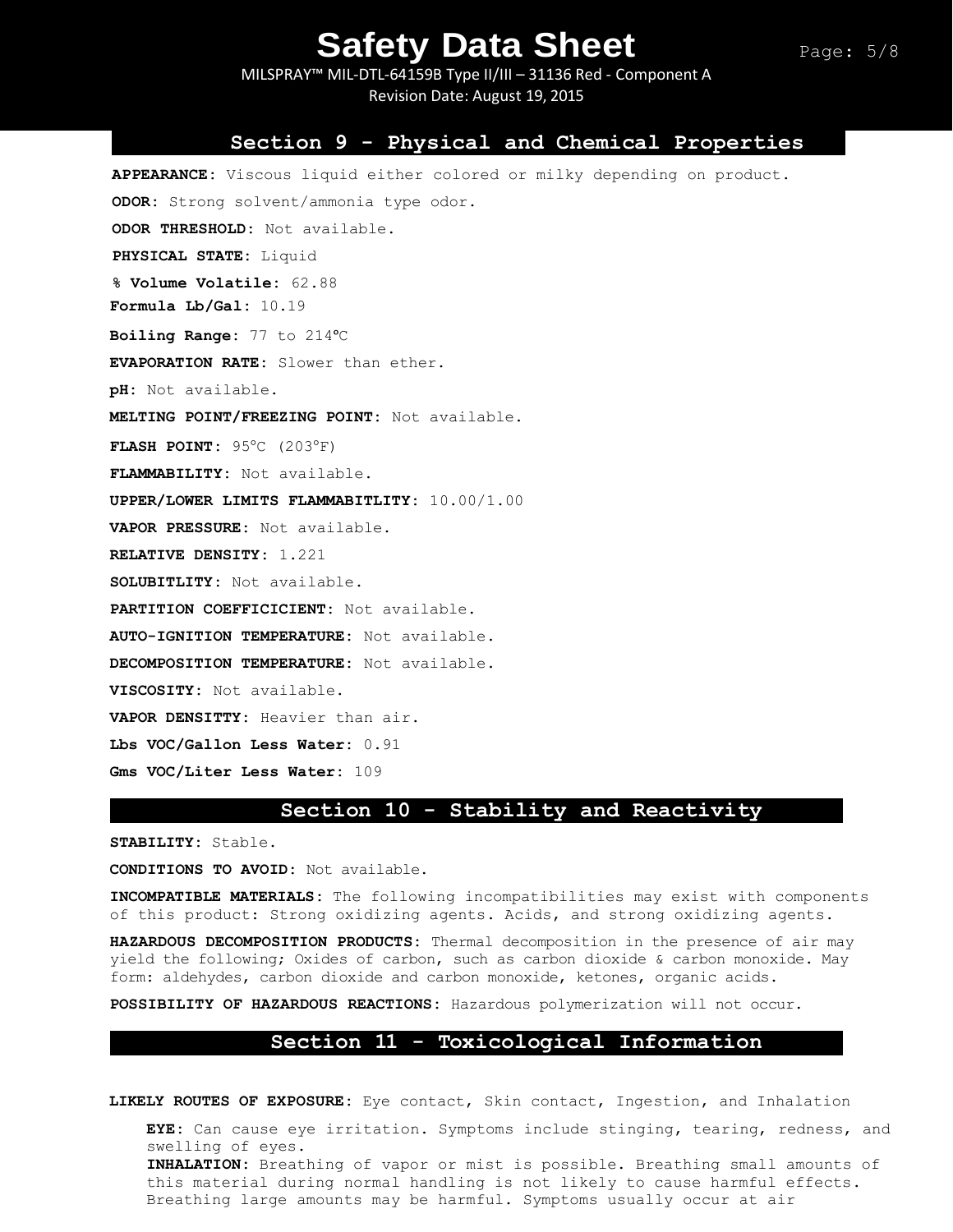## Section 9 - Physical and Chemical Properties

**APPEARANCE:** Viscous liquid either colored or milky depending on product.

**ODOR:** Strong solvent/ammonia type odor.

**ODOR THRESHOLD:** Not available.

**PHYSICAL STATE:** Liquid

**% Volume Volatile:** 62.88

**Formula Lb/Gal:** 10.19

**Boiling Range:** 77 to 214ºC

**EVAPORATION RATE:** Slower than ether.

**pH:** Not available.

**MELTING POINT/FREEZING POINT:** Not available.

**FLASH POINT:** 95°C (203°F)

**FLAMMABILITY:** Not available.

**UPPER/LOWER LIMITS FLAMMABITLITY:** 10.00/1.00

**VAPOR PRESSURE:** Not available.

**RELATIVE DENSITY:** 1.221

**SOLUBITLITY:** Not available.

**PARTITION COEFFICICIENT:** Not available.

**AUTO-IGNITION TEMPERATURE:** Not available.

**DECOMPOSITION TEMPERATURE:** Not available.

**VISCOSITY:** Not available.

**VAPOR DENSITTY:** Heavier than air.

**Lbs VOC/Gallon Less Water:** 0.91

**Gms VOC/Liter Less Water:** 109

## Section 10 - Stability and Reactivity

**STABILITY:** Stable.

**CONDITIONS TO AVOID:** Not available.

**INCOMPATIBLE MATERIALS:** The following incompatibilities may exist with components of this product: Strong oxidizing agents. Acids, and strong oxidizing agents.

**HAZARDOUS DECOMPOSITION PRODUCTS:** Thermal decomposition in the presence of air may yield the following; Oxides of carbon, such as carbon dioxide & carbon monoxide. May form: aldehydes, carbon dioxide and carbon monoxide, ketones, organic acids.

**POSSIBILITY OF HAZARDOUS REACTIONS:** Hazardous polymerization will not occur.

## Section 11 - Toxicological Information

**LIKELY ROUTES OF EXPOSURE:** Eye contact, Skin contact, Ingestion, and Inhalation

**EYE:** Can cause eye irritation. Symptoms include stinging, tearing, redness, and swelling of eyes.

**INHALATION:** Breathing of vapor or mist is possible. Breathing small amounts of this material during normal handling is not likely to cause harmful effects. Breathing large amounts may be harmful. Symptoms usually occur at air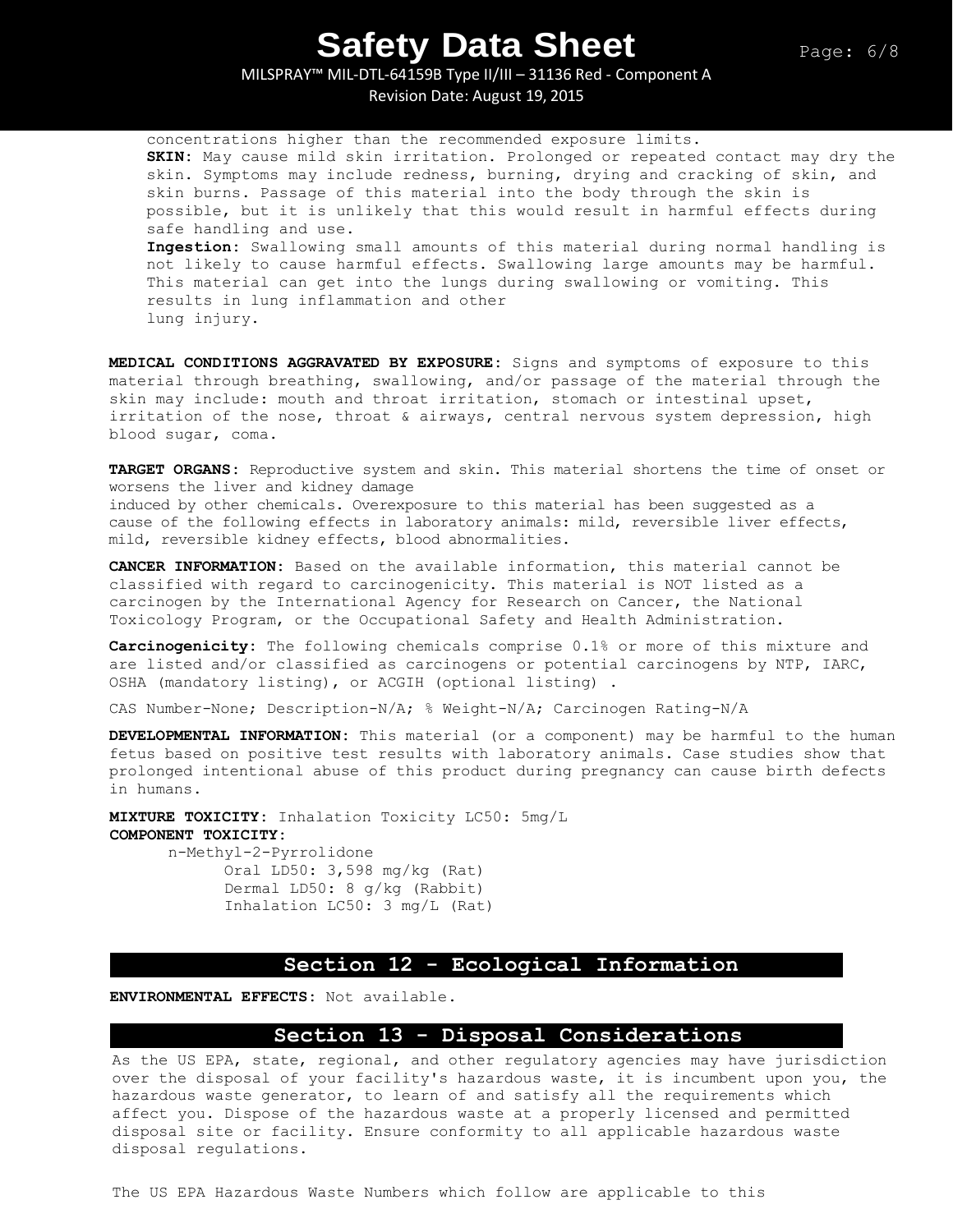concentrations higher than the recommended exposure limits.

**SKIN:** May cause mild skin irritation. Prolonged or repeated contact may dry the skin. Symptoms may include redness, burning, drying and cracking of skin, and skin burns. Passage of this material into the body through the skin is possible, but it is unlikely that this would result in harmful effects during safe handling and use.

**Ingestion:** Swallowing small amounts of this material during normal handling is not likely to cause harmful effects. Swallowing large amounts may be harmful. This material can get into the lungs during swallowing or vomiting. This results in lung inflammation and other lung injury.

**MEDICAL CONDITIONS AGGRAVATED BY EXPOSURE:** Signs and symptoms of exposure to this material through breathing, swallowing, and/or passage of the material through the skin may include: mouth and throat irritation, stomach or intestinal upset, irritation of the nose, throat & airways, central nervous system depression, high blood sugar, coma.

**TARGET ORGANS:** Reproductive system and skin. This material shortens the time of onset or worsens the liver and kidney damage induced by other chemicals. Overexposure to this material has been suggested as a cause of the following effects in laboratory animals: mild, reversible liver effects, mild, reversible kidney effects, blood abnormalities.

**CANCER INFORMATION:** Based on the available information, this material cannot be classified with regard to carcinogenicity. This material is NOT listed as a carcinogen by the International Agency for Research on Cancer, the National Toxicology Program, or the Occupational Safety and Health Administration.

**Carcinogenicity:** The following chemicals comprise 0.1% or more of this mixture and are listed and/or classified as carcinogens or potential carcinogens by NTP, IARC, OSHA (mandatory listing), or ACGIH (optional listing) .

CAS Number-None; Description-N/A; % Weight-N/A; Carcinogen Rating-N/A

**DEVELOPMENTAL INFORMATION:** This material (or a component) may be harmful to the human fetus based on positive test results with laboratory animals. Case studies show that prolonged intentional abuse of this product during pregnancy can cause birth defects in humans.

**MIXTURE TOXICITY:** Inhalation Toxicity LC50: 5mg/L

**COMPONENT TOXICITY:**

n-Methyl-2-Pyrrolidone
- Oral LD50: 3,598 mg/kg (Rat)
- Dermal LD50: 8 g/kg (Rabbit)
- Inhalation LC50: 3 mg/L (Rat)

## Section 12 - Ecological Information

**ENVIRONMENTAL EFFECTS:** Not available.

## Section 13 - Disposal Considerations

As the US EPA, state, regional, and other regulatory agencies may have jurisdiction over the disposal of your facility's hazardous waste, it is incumbent upon you, the hazardous waste generator, to learn of and satisfy all the requirements which affect you. Dispose of the hazardous waste at a properly licensed and permitted disposal site or facility. Ensure conformity to all applicable hazardous waste disposal regulations.

The US EPA Hazardous Waste Numbers which follow are applicable to this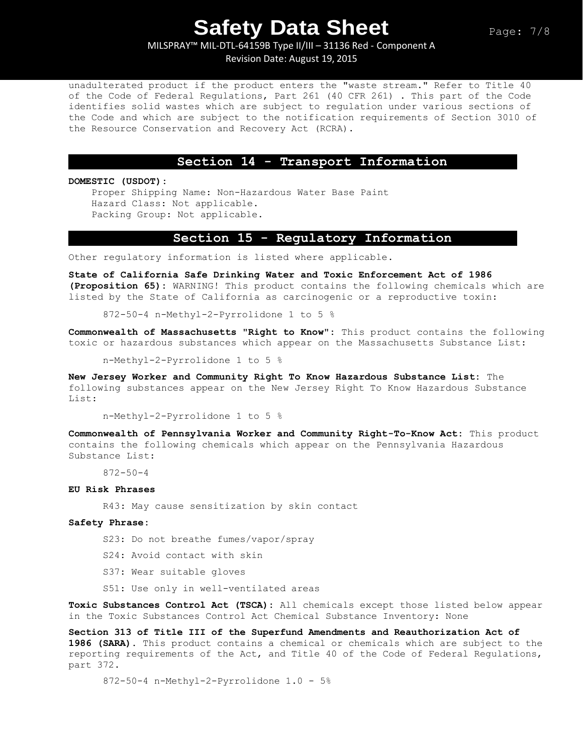unadulterated product if the product enters the "waste stream." Refer to Title 40 of the Code of Federal Regulations, Part 261 (40 CFR 261) . This part of the Code identifies solid wastes which are subject to regulation under various sections of the Code and which are subject to the notification requirements of Section 3010 of the Resource Conservation and Recovery Act (RCRA).

## Section 14 - Transport Information

**DOMESTIC (USDOT):**

Proper Shipping Name: Non-Hazardous Water Base Paint
Hazard Class: Not applicable.
Packing Group: Not applicable.

## Section 15 - Regulatory Information

Other regulatory information is listed where applicable.

**State of California Safe Drinking Water and Toxic Enforcement Act of 1986 (Proposition 65):** WARNING! This product contains the following chemicals which are listed by the State of California as carcinogenic or a reproductive toxin:

872-50-4 n-Methyl-2-Pyrrolidone 1 to 5 %

**Commonwealth of Massachusetts "Right to Know":** This product contains the following toxic or hazardous substances which appear on the Massachusetts Substance List:

n-Methyl-2-Pyrrolidone 1 to 5 %

**New Jersey Worker and Community Right To Know Hazardous Substance List:** The following substances appear on the New Jersey Right To Know Hazardous Substance List:

n-Methyl-2-Pyrrolidone 1 to 5 %

**Commonwealth of Pennsylvania Worker and Community Right-To-Know Act:** This product contains the following chemicals which appear on the Pennsylvania Hazardous Substance List:

872-50-4

**EU Risk Phrases**

R43: May cause sensitization by skin contact

**Safety Phrase:**

S23: Do not breathe fumes/vapor/spray

S24: Avoid contact with skin

S37: Wear suitable gloves

S51: Use only in well-ventilated areas

**Toxic Substances Control Act (TSCA):** All chemicals except those listed below appear in the Toxic Substances Control Act Chemical Substance Inventory: None

**Section 313 of Title III of the Superfund Amendments and Reauthorization Act of 1986 (SARA).** This product contains a chemical or chemicals which are subject to the reporting requirements of the Act, and Title 40 of the Code of Federal Regulations, part 372.

872-50-4 n-Methyl-2-Pyrrolidone 1.0 - 5%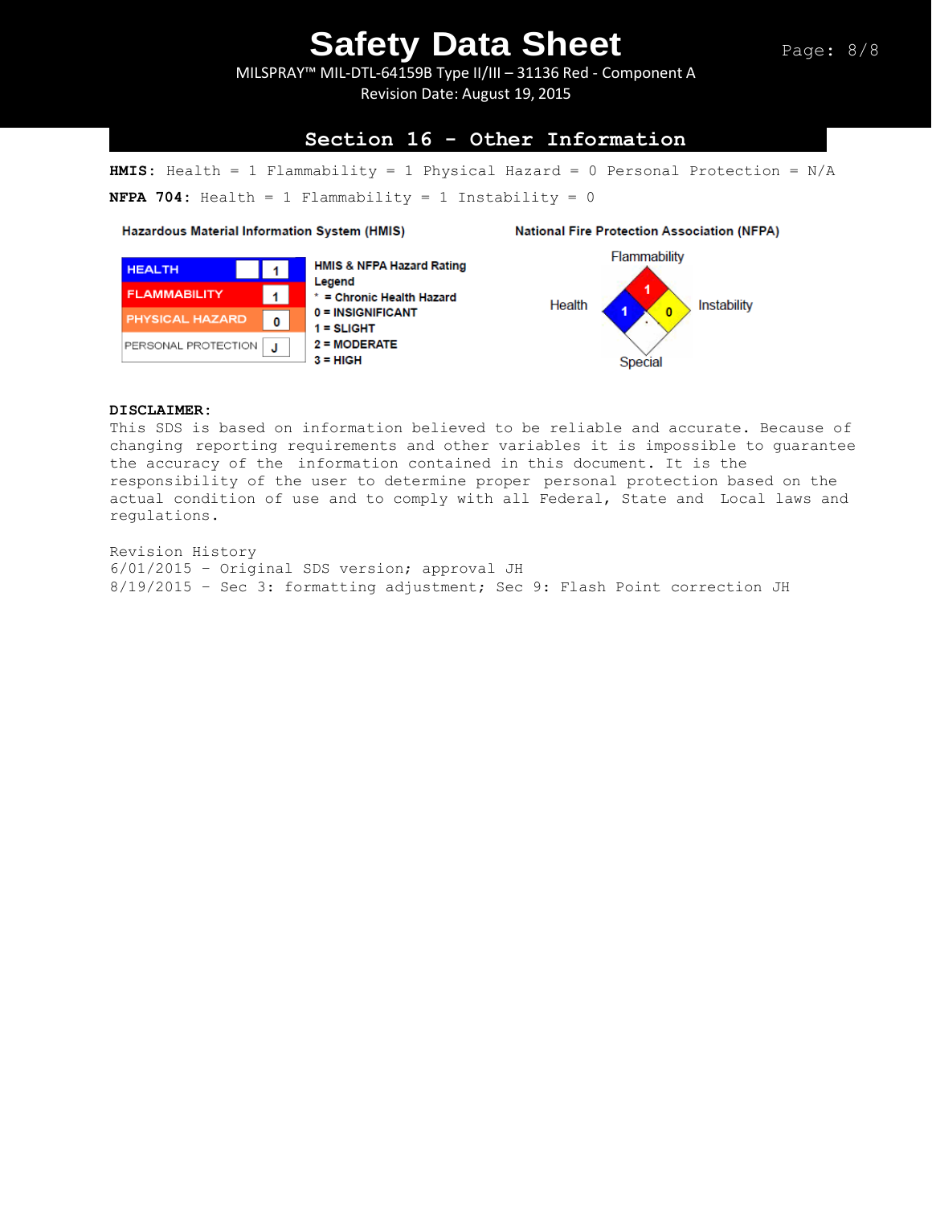## Section 16 - Other Information

**HMIS:** Health = 1 Flammability = 1 Physical Hazard = 0 Personal Protection = N/A

**NFPA 704:** Health = 1 Flammability = 1 Instability = 0

**Hazardous Material Information System (HMIS)**

| | |
|---|---|
| HEALTH | 1 |
| FLAMMABILITY | 1 |
| PHYSICAL HAZARD | 0 |
| PERSONAL PROTECTION | J |

**HMIS & NFPA Hazard Rating Legend**
- * = Chronic Health Hazard
- 0 = INSIGNIFICANT
- 1 = SLIGHT
- 2 = MODERATE
- 3 = HIGH

**National Fire Protection Association (NFPA)**

Flammability
1
Health
1
Instability
0
Special

**DISCLAIMER:**
This SDS is based on information believed to be reliable and accurate. Because of changing reporting requirements and other variables it is impossible to guarantee the accuracy of the information contained in this document. It is the responsibility of the user to determine proper personal protection based on the actual condition of use and to comply with all Federal, State and Local laws and regulations.

Revision History
6/01/2015 – Original SDS version; approval JH
8/19/2015 – Sec 3: formatting adjustment; Sec 9: Flash Point correction JH